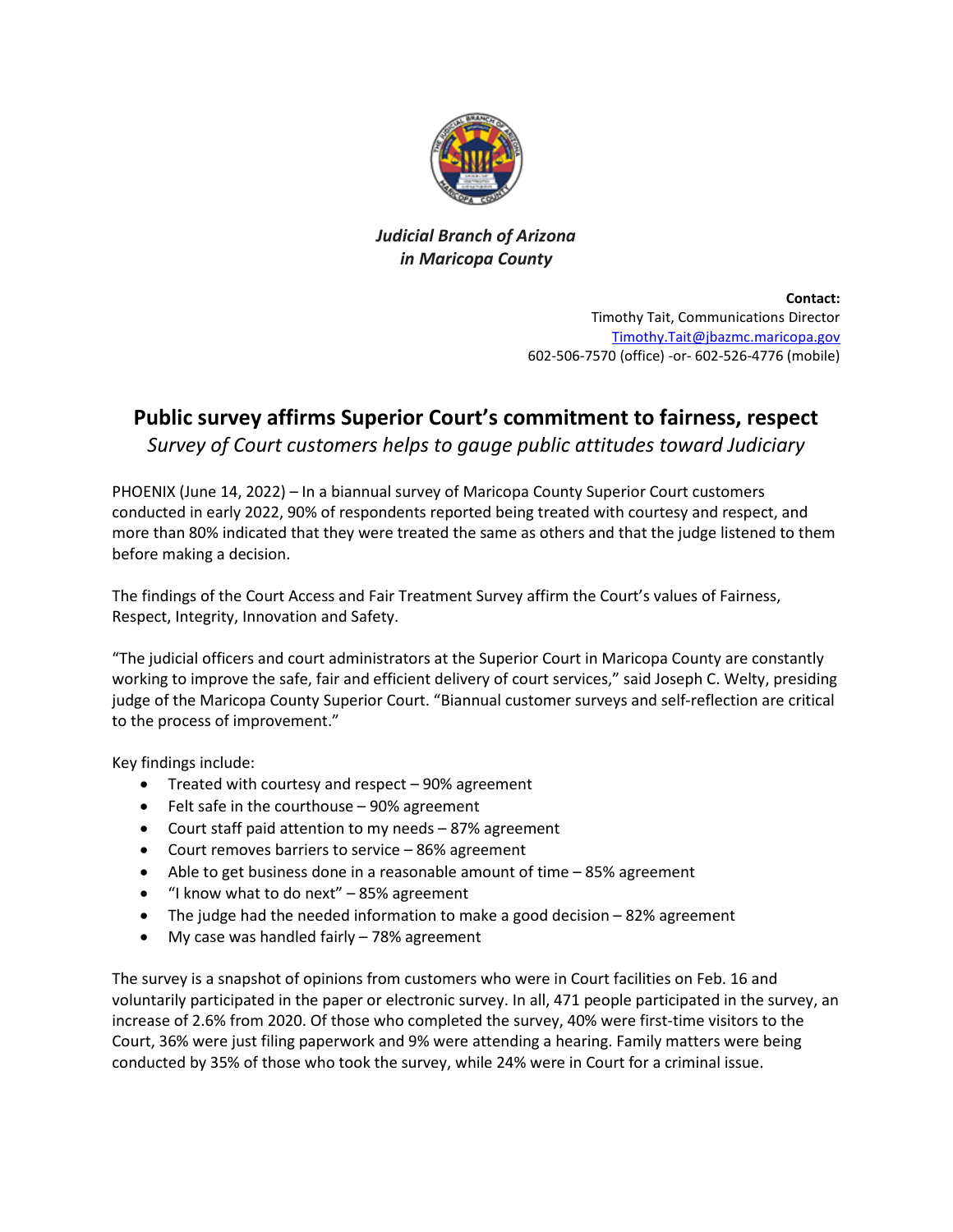*Judicial Branch of Arizona*
*in Maricopa County*

**Contact:**
Timothy Tait, Communications Director
Timothy.Tait@jbazmc.maricopa.gov
602-506-7570 (office) -or- 602-526-4776 (mobile)

# Public survey affirms Superior Court's commitment to fairness, respect

*Survey of Court customers helps to gauge public attitudes toward Judiciary*

PHOENIX (June 14, 2022) – In a biannual survey of Maricopa County Superior Court customers conducted in early 2022, 90% of respondents reported being treated with courtesy and respect, and more than 80% indicated that they were treated the same as others and that the judge listened to them before making a decision.

The findings of the Court Access and Fair Treatment Survey affirm the Court's values of Fairness, Respect, Integrity, Innovation and Safety.

"The judicial officers and court administrators at the Superior Court in Maricopa County are constantly working to improve the safe, fair and efficient delivery of court services," said Joseph C. Welty, presiding judge of the Maricopa County Superior Court. "Biannual customer surveys and self-reflection are critical to the process of improvement."

Key findings include:

- Treated with courtesy and respect – 90% agreement
- Felt safe in the courthouse – 90% agreement
- Court staff paid attention to my needs – 87% agreement
- Court removes barriers to service – 86% agreement
- Able to get business done in a reasonable amount of time – 85% agreement
- "I know what to do next" – 85% agreement
- The judge had the needed information to make a good decision – 82% agreement
- My case was handled fairly – 78% agreement

The survey is a snapshot of opinions from customers who were in Court facilities on Feb. 16 and voluntarily participated in the paper or electronic survey. In all, 471 people participated in the survey, an increase of 2.6% from 2020. Of those who completed the survey, 40% were first-time visitors to the Court, 36% were just filing paperwork and 9% were attending a hearing. Family matters were being conducted by 35% of those who took the survey, while 24% were in Court for a criminal issue.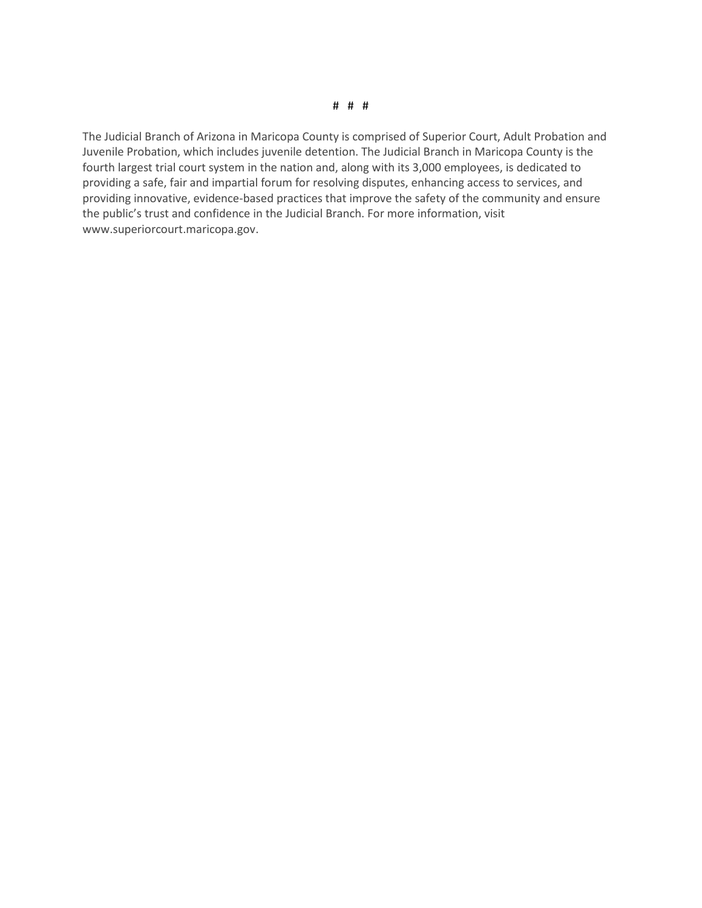# # #

The Judicial Branch of Arizona in Maricopa County is comprised of Superior Court, Adult Probation and Juvenile Probation, which includes juvenile detention. The Judicial Branch in Maricopa County is the fourth largest trial court system in the nation and, along with its 3,000 employees, is dedicated to providing a safe, fair and impartial forum for resolving disputes, enhancing access to services, and providing innovative, evidence-based practices that improve the safety of the community and ensure the public's trust and confidence in the Judicial Branch. For more information, visit www.superiorcourt.maricopa.gov.